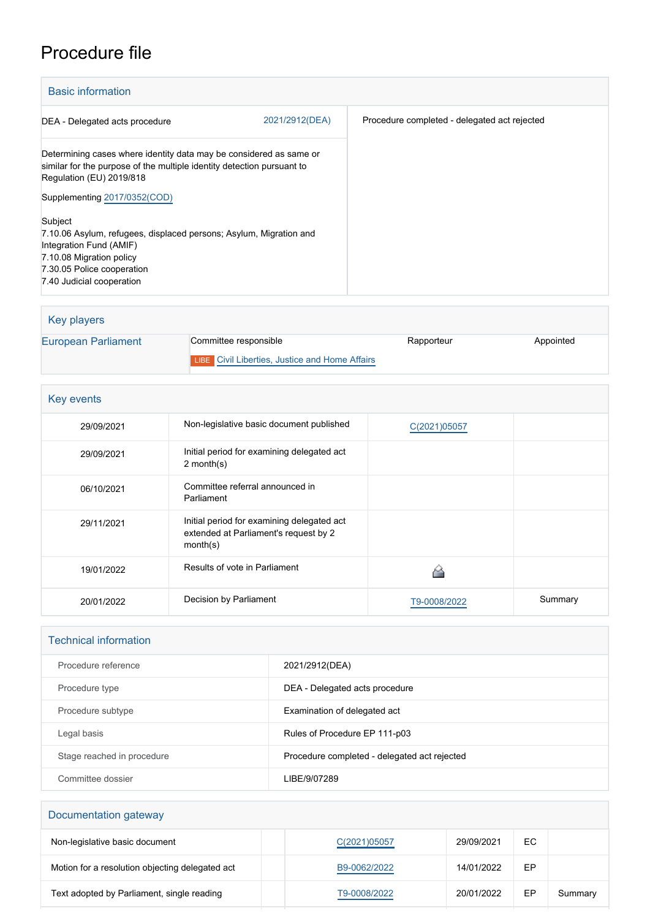# Procedure file

## Basic information

| | | |
|---|---|---|
| DEA - Delegated acts procedure | 2021/2912(DEA) | Procedure completed - delegated act rejected |

Determining cases where identity data may be considered as same or similar for the purpose of the multiple identity detection pursuant to Regulation (EU) 2019/818

Supplementing 2017/0352(COD)

Subject
7.10.06 Asylum, refugees, displaced persons; Asylum, Migration and Integration Fund (AMIF)
7.10.08 Migration policy
7.30.05 Police cooperation
7.40 Judicial cooperation

## Key players

| | | | |
|---|---|---|---|
| European Parliament | Committee responsible | Rapporteur | Appointed |
| | LIBE Civil Liberties, Justice and Home Affairs | | |

## Key events

| | | | |
|---|---|---|---|
| 29/09/2021 | Non-legislative basic document published | C(2021)05057 | |
| 29/09/2021 | Initial period for examining delegated act 2 month(s) | | |
| 06/10/2021 | Committee referral announced in Parliament | | |
| 29/11/2021 | Initial period for examining delegated act extended at Parliament's request by 2 month(s) | | |
| 19/01/2022 | Results of vote in Parliament | | |
| 20/01/2022 | Decision by Parliament | T9-0008/2022 | Summary |

## Technical information

| | |
|---|---|
| Procedure reference | 2021/2912(DEA) |
| Procedure type | DEA - Delegated acts procedure |
| Procedure subtype | Examination of delegated act |
| Legal basis | Rules of Procedure EP 111-p03 |
| Stage reached in procedure | Procedure completed - delegated act rejected |
| Committee dossier | LIBE/9/07289 |

## Documentation gateway

| | | | | | |
|---|---|---|---|---|---|
| Non-legislative basic document | | C(2021)05057 | 29/09/2021 | EC | |
| Motion for a resolution objecting delegated act | | B9-0062/2022 | 14/01/2022 | EP | |
| Text adopted by Parliament, single reading | | T9-0008/2022 | 20/01/2022 | EP | Summary |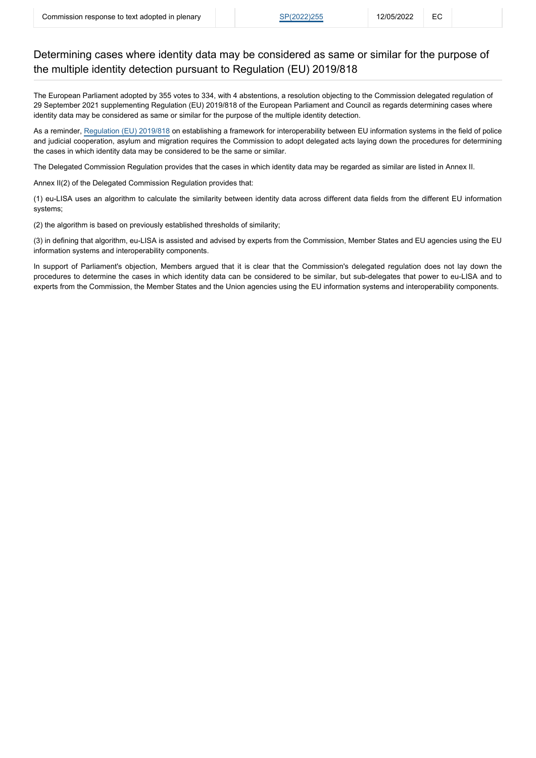| | | | | | |
|---|---|---|---|---|---|
| Commission response to text adopted in plenary | | SP(2022)255 | 12/05/2022 | EC | |

## Determining cases where identity data may be considered as same or similar for the purpose of the multiple identity detection pursuant to Regulation (EU) 2019/818

The European Parliament adopted by 355 votes to 334, with 4 abstentions, a resolution objecting to the Commission delegated regulation of 29 September 2021 supplementing Regulation (EU) 2019/818 of the European Parliament and Council as regards determining cases where identity data may be considered as same or similar for the purpose of the multiple identity detection.

As a reminder, Regulation (EU) 2019/818 on establishing a framework for interoperability between EU information systems in the field of police and judicial cooperation, asylum and migration requires the Commission to adopt delegated acts laying down the procedures for determining the cases in which identity data may be considered to be the same or similar.

The Delegated Commission Regulation provides that the cases in which identity data may be regarded as similar are listed in Annex II.

Annex II(2) of the Delegated Commission Regulation provides that:

(1) eu-LISA uses an algorithm to calculate the similarity between identity data across different data fields from the different EU information systems;

(2) the algorithm is based on previously established thresholds of similarity;

(3) in defining that algorithm, eu-LISA is assisted and advised by experts from the Commission, Member States and EU agencies using the EU information systems and interoperability components.

In support of Parliament's objection, Members argued that it is clear that the Commission's delegated regulation does not lay down the procedures to determine the cases in which identity data can be considered to be similar, but sub-delegates that power to eu-LISA and to experts from the Commission, the Member States and the Union agencies using the EU information systems and interoperability components.